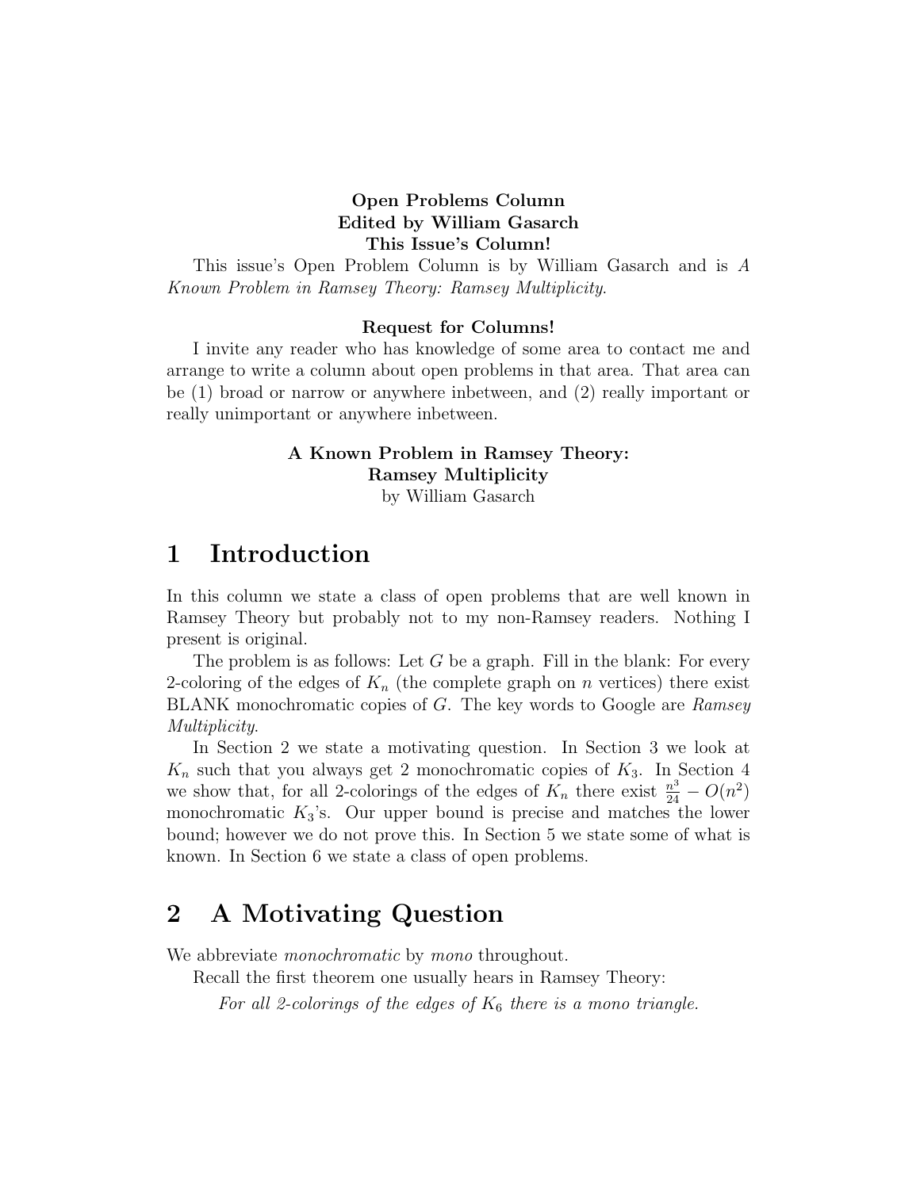**Open Problems Column**
**Edited by William Gasarch**
**This Issue's Column!**

This issue's Open Problem Column is by William Gasarch and is *A Known Problem in Ramsey Theory: Ramsey Multiplicity*.

**Request for Columns!**

I invite any reader who has knowledge of some area to contact me and arrange to write a column about open problems in that area. That area can be (1) broad or narrow or anywhere inbetween, and (2) really important or really unimportant or anywhere inbetween.

**A Known Problem in Ramsey Theory:**
**Ramsey Multiplicity**
by William Gasarch

# 1 Introduction

In this column we state a class of open problems that are well known in Ramsey Theory but probably not to my non-Ramsey readers. Nothing I present is original.

The problem is as follows: Let $G$ be a graph. Fill in the blank: For every 2-coloring of the edges of $K_n$ (the complete graph on $n$ vertices) there exist BLANK monochromatic copies of $G$. The key words to Google are *Ramsey Multiplicity*.

In Section 2 we state a motivating question. In Section 3 we look at $K_n$ such that you always get 2 monochromatic copies of $K_3$. In Section 4 we show that, for all 2-colorings of the edges of $K_n$ there exist $\frac{n^3}{24} - O(n^2)$ monochromatic $K_3$'s. Our upper bound is precise and matches the lower bound; however we do not prove this. In Section 5 we state some of what is known. In Section 6 we state a class of open problems.

# 2 A Motivating Question

We abbreviate *monochromatic* by *mono* throughout.

Recall the first theorem one usually hears in Ramsey Theory:

*For all 2-colorings of the edges of $K_6$ there is a mono triangle.*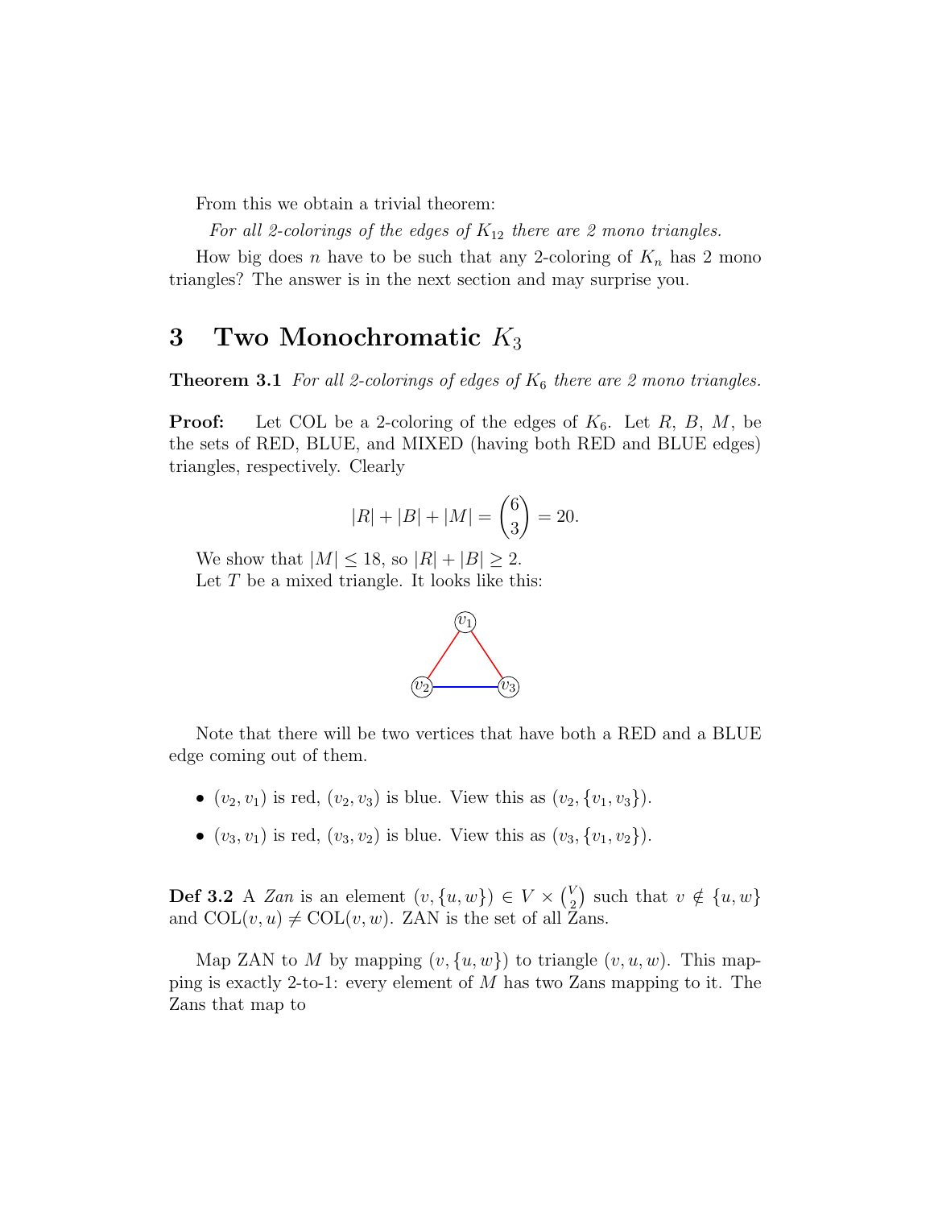From this we obtain a trivial theorem:

*For all 2-colorings of the edges of $K_{12}$ there are 2 mono triangles.*

How big does $n$ have to be such that any 2-coloring of $K_n$ has 2 mono triangles? The answer is in the next section and may surprise you.

## 3 Two Monochromatic $K_3$

**Theorem 3.1** *For all 2-colorings of edges of $K_6$ there are 2 mono triangles.*

**Proof:** Let COL be a 2-coloring of the edges of $K_6$. Let $R$, $B$, $M$, be the sets of RED, BLUE, and MIXED (having both RED and BLUE edges) triangles, respectively. Clearly

$$|R| + |B| + |M| = \binom{6}{3} = 20.$$

We show that $|M| \leq 18$, so $|R| + |B| \geq 2$.

Let $T$ be a mixed triangle. It looks like this:

Note that there will be two vertices that have both a RED and a BLUE edge coming out of them.

- $(v_2, v_1)$ is red, $(v_2, v_3)$ is blue. View this as $(v_2, \{v_1, v_3\})$.
- $(v_3, v_1)$ is red, $(v_3, v_2)$ is blue. View this as $(v_3, \{v_1, v_2\})$.

**Def 3.2** A *Zan* is an element $(v, \{u, w\}) \in V \times \binom{V}{2}$ such that $v \notin \{u, w\}$ and $\text{COL}(v, u) \neq \text{COL}(v, w)$. ZAN is the set of all Zans.

Map ZAN to $M$ by mapping $(v, \{u, w\})$ to triangle $(v, u, w)$. This mapping is exactly 2-to-1: every element of $M$ has two Zans mapping to it. The Zans that map to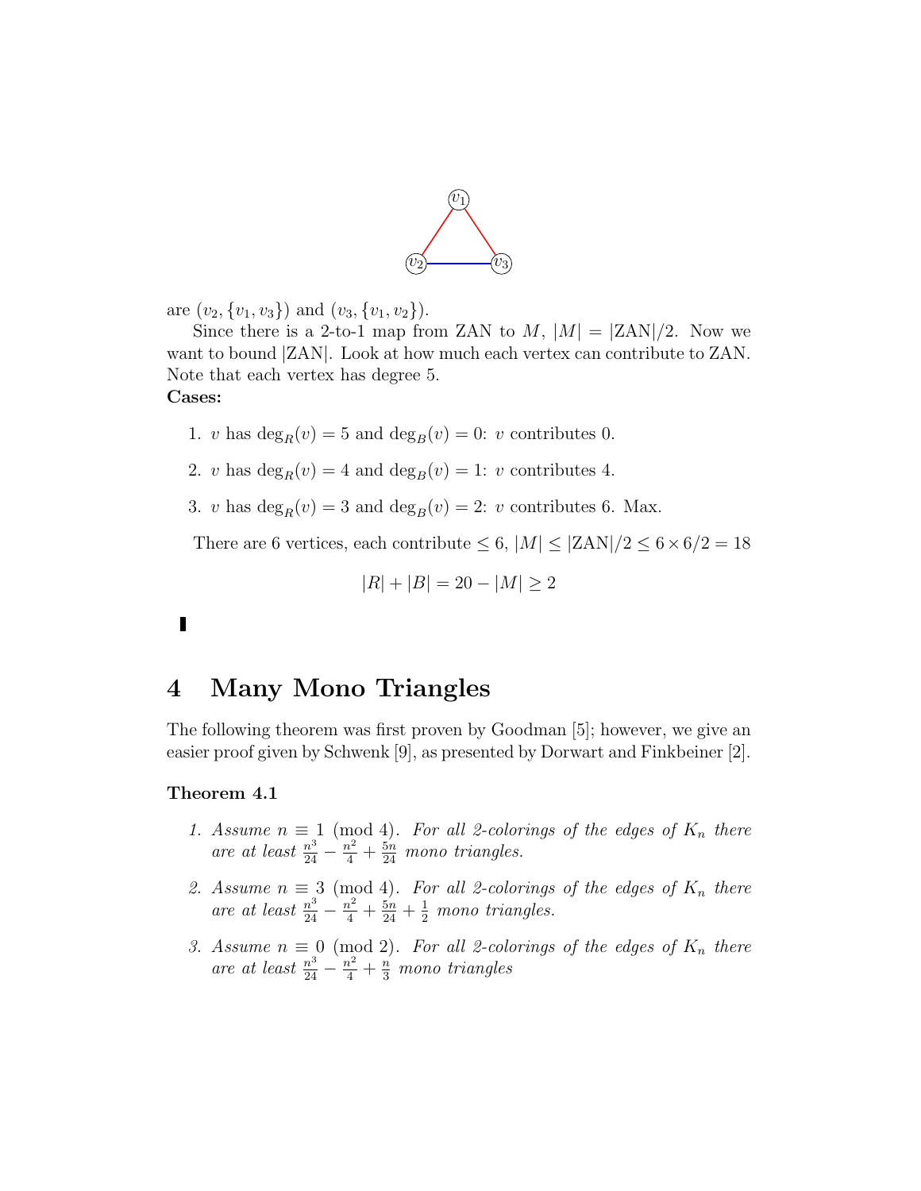are $(v_2, \{v_1, v_3\})$ and $(v_3, \{v_1, v_2\})$.

Since there is a 2-to-1 map from ZAN to $M$, $|M| = |\text{ZAN}|/2$. Now we want to bound $|\text{ZAN}|$. Look at how much each vertex can contribute to ZAN. Note that each vertex has degree 5.

**Cases:**

1. $v$ has $\deg_R(v) = 5$ and $\deg_B(v) = 0$: $v$ contributes 0.
2. $v$ has $\deg_R(v) = 4$ and $\deg_B(v) = 1$: $v$ contributes 4.
3. $v$ has $\deg_R(v) = 3$ and $\deg_B(v) = 2$: $v$ contributes 6. Max.

There are 6 vertices, each contribute $\leq 6$, $|M| \leq |\text{ZAN}|/2 \leq 6 \times 6/2 = 18$

$$|R| + |B| = 20 - |M| \geq 2$$

∎

# 4 Many Mono Triangles

The following theorem was first proven by Goodman [5]; however, we give an easier proof given by Schwenk [9], as presented by Dorwart and Finkbeiner [2].

**Theorem 4.1**

1. *Assume $n \equiv 1 \pmod 4$. For all 2-colorings of the edges of $K_n$ there are at least $\frac{n^3}{24} - \frac{n^2}{4} + \frac{5n}{24}$ mono triangles.*
2. *Assume $n \equiv 3 \pmod 4$. For all 2-colorings of the edges of $K_n$ there are at least $\frac{n^3}{24} - \frac{n^2}{4} + \frac{5n}{24} + \frac{1}{2}$ mono triangles.*
3. *Assume $n \equiv 0 \pmod 2$. For all 2-colorings of the edges of $K_n$ there are at least $\frac{n^3}{24} - \frac{n^2}{4} + \frac{n}{3}$ mono triangles*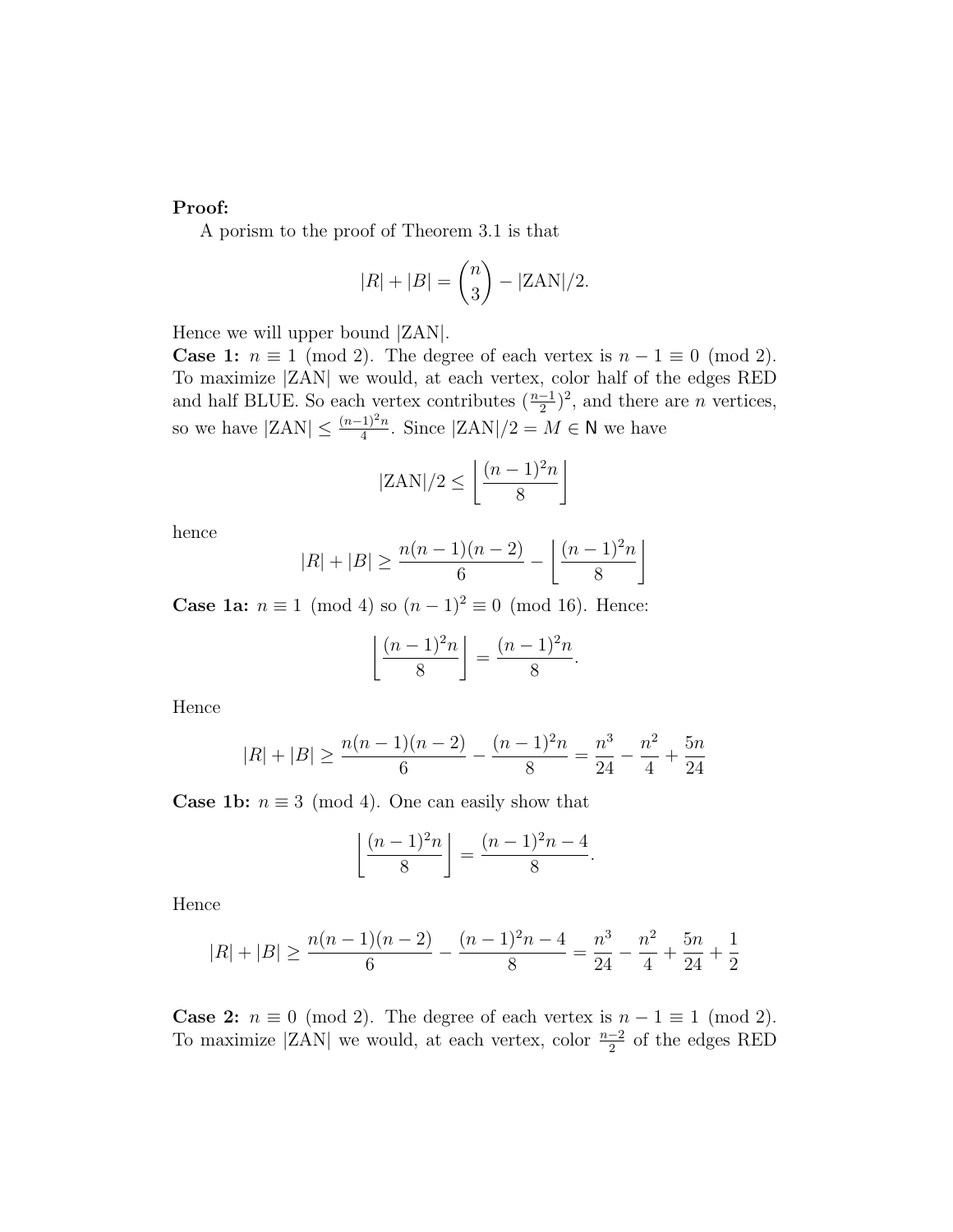**Proof:**

A porism to the proof of Theorem 3.1 is that

$$|R| + |B| = \binom{n}{3} - |\text{ZAN}|/2.$$

Hence we will upper bound $|\text{ZAN}|$.

**Case 1:** $n \equiv 1 \pmod 2$. The degree of each vertex is $n - 1 \equiv 0 \pmod 2$. To maximize $|\text{ZAN}|$ we would, at each vertex, color half of the edges RED and half BLUE. So each vertex contributes $(\frac{n-1}{2})^2$, and there are $n$ vertices, so we have $|\text{ZAN}| \leq \frac{(n-1)^2 n}{4}$. Since $|\text{ZAN}|/2 = M \in \mathsf{N}$ we have

$$|\text{ZAN}|/2 \leq \left\lfloor \frac{(n-1)^2 n}{8} \right\rfloor$$

hence

$$|R| + |B| \geq \frac{n(n-1)(n-2)}{6} - \left\lfloor \frac{(n-1)^2 n}{8} \right\rfloor$$

**Case 1a:** $n \equiv 1 \pmod 4$ so $(n-1)^2 \equiv 0 \pmod{16}$. Hence:

$$\left\lfloor \frac{(n-1)^2 n}{8} \right\rfloor = \frac{(n-1)^2 n}{8}.$$

Hence

$$|R| + |B| \geq \frac{n(n-1)(n-2)}{6} - \frac{(n-1)^2 n}{8} = \frac{n^3}{24} - \frac{n^2}{4} + \frac{5n}{24}$$

**Case 1b:** $n \equiv 3 \pmod 4$. One can easily show that

$$\left\lfloor \frac{(n-1)^2 n}{8} \right\rfloor = \frac{(n-1)^2 n - 4}{8}.$$

Hence

$$|R| + |B| \geq \frac{n(n-1)(n-2)}{6} - \frac{(n-1)^2 n - 4}{8} = \frac{n^3}{24} - \frac{n^2}{4} + \frac{5n}{24} + \frac{1}{2}$$

**Case 2:** $n \equiv 0 \pmod 2$. The degree of each vertex is $n - 1 \equiv 1 \pmod 2$. To maximize $|\text{ZAN}|$ we would, at each vertex, color $\frac{n-2}{2}$ of the edges RED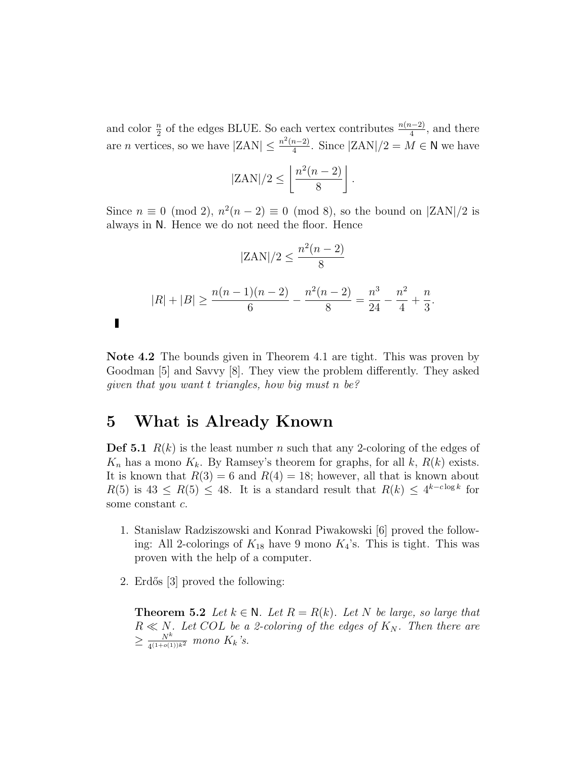and color $\frac{n}{2}$ of the edges BLUE. So each vertex contributes $\frac{n(n-2)}{4}$, and there are $n$ vertices, so we have $|\text{ZAN}| \le \frac{n^2(n-2)}{4}$. Since $|\text{ZAN}|/2 = M \in \mathsf{N}$ we have

$$|\text{ZAN}|/2 \le \left\lfloor \frac{n^2(n-2)}{8} \right\rfloor .$$

Since $n \equiv 0 \pmod 2$, $n^2(n-2) \equiv 0 \pmod 8$, so the bound on $|\text{ZAN}|/2$ is always in $\mathsf{N}$. Hence we do not need the floor. Hence

$$|\text{ZAN}|/2 \le \frac{n^2(n-2)}{8}$$

$$|R| + |B| \ge \frac{n(n-1)(n-2)}{6} - \frac{n^2(n-2)}{8} = \frac{n^3}{24} - \frac{n^2}{4} + \frac{n}{3}.$$

▮

**Note 4.2** The bounds given in Theorem 4.1 are tight. This was proven by Goodman [5] and Savvy [8]. They view the problem differently. They asked *given that you want t triangles, how big must n be?*

# 5 What is Already Known

**Def 5.1** $R(k)$ is the least number $n$ such that any 2-coloring of the edges of $K_n$ has a mono $K_k$. By Ramsey's theorem for graphs, for all $k$, $R(k)$ exists. It is known that $R(3) = 6$ and $R(4) = 18$; however, all that is known about $R(5)$ is $43 \le R(5) \le 48$. It is a standard result that $R(k) \le 4^{k - c\log k}$ for some constant $c$.

1. Stanislaw Radziszowski and Konrad Piwakowski [6] proved the following: All 2-colorings of $K_{18}$ have 9 mono $K_4$'s. This is tight. This was proven with the help of a computer.

2. Erdős [3] proved the following:

   **Theorem 5.2** *Let $k \in \mathsf{N}$. Let $R = R(k)$. Let $N$ be large, so large that $R \ll N$. Let $COL$ be a 2-coloring of the edges of $K_N$. Then there are $\ge \frac{N^k}{4^{(1+o(1))k^2}}$ mono $K_k$'s.*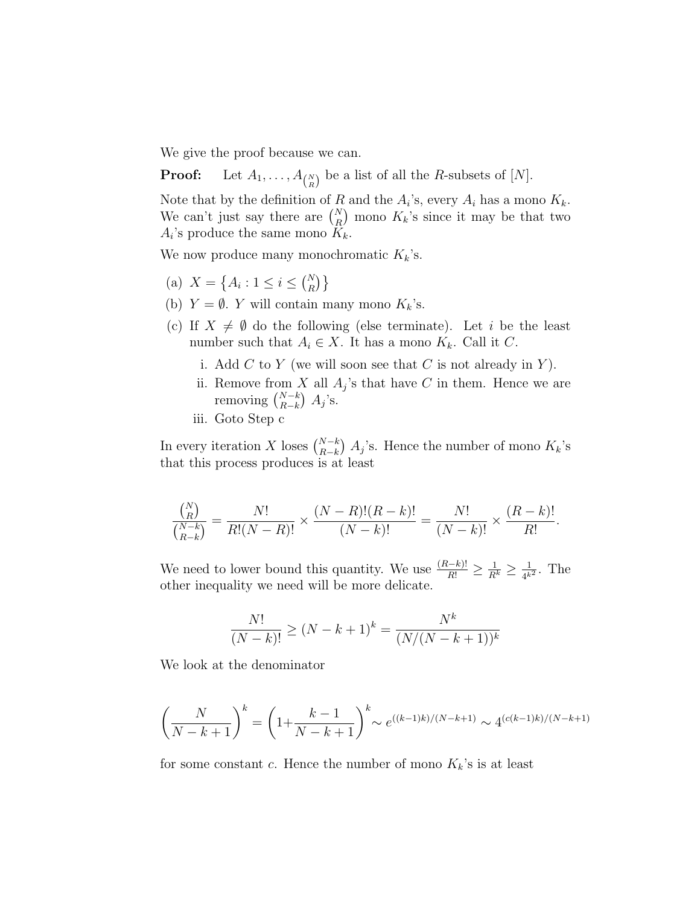We give the proof because we can.

**Proof:** Let $A_1, \ldots, A_{\binom{N}{R}}$ be a list of all the $R$-subsets of $[N]$.

Note that by the definition of $R$ and the $A_i$'s, every $A_i$ has a mono $K_k$. We can't just say there are $\binom{N}{R}$ mono $K_k$'s since it may be that two $A_i$'s produce the same mono $K_k$.

We now produce many monochromatic $K_k$'s.

(a) $X = \left\{A_i : 1 \le i \le \binom{N}{R}\right\}$

(b) $Y = \emptyset$. $Y$ will contain many mono $K_k$'s.

(c) If $X \neq \emptyset$ do the following (else terminate). Let $i$ be the least number such that $A_i \in X$. It has a mono $K_k$. Call it $C$.

   i. Add $C$ to $Y$ (we will soon see that $C$ is not already in $Y$).

   ii. Remove from $X$ all $A_j$'s that have $C$ in them. Hence we are removing $\binom{N-k}{R-k}$ $A_j$'s.

   iii. Goto Step c

In every iteration $X$ loses $\binom{N-k}{R-k}$ $A_j$'s. Hence the number of mono $K_k$'s that this process produces is at least

$$\frac{\binom{N}{R}}{\binom{N-k}{R-k}} = \frac{N!}{R!(N-R)!} \times \frac{(N-R)!(R-k)!}{(N-k)!} = \frac{N!}{(N-k)!} \times \frac{(R-k)!}{R!}.$$

We need to lower bound this quantity. We use $\frac{(R-k)!}{R!} \ge \frac{1}{R^k} \ge \frac{1}{4^{k^2}}$. The other inequality we need will be more delicate.

$$\frac{N!}{(N-k)!} \ge (N-k+1)^k = \frac{N^k}{(N/(N-k+1))^k}$$

We look at the denominator

$$\left(\frac{N}{N-k+1}\right)^k = \left(1+\frac{k-1}{N-k+1}\right)^k \sim e^{((k-1)k)/(N-k+1)} \sim 4^{(c(k-1)k)/(N-k+1)}$$

for some constant $c$. Hence the number of mono $K_k$'s is at least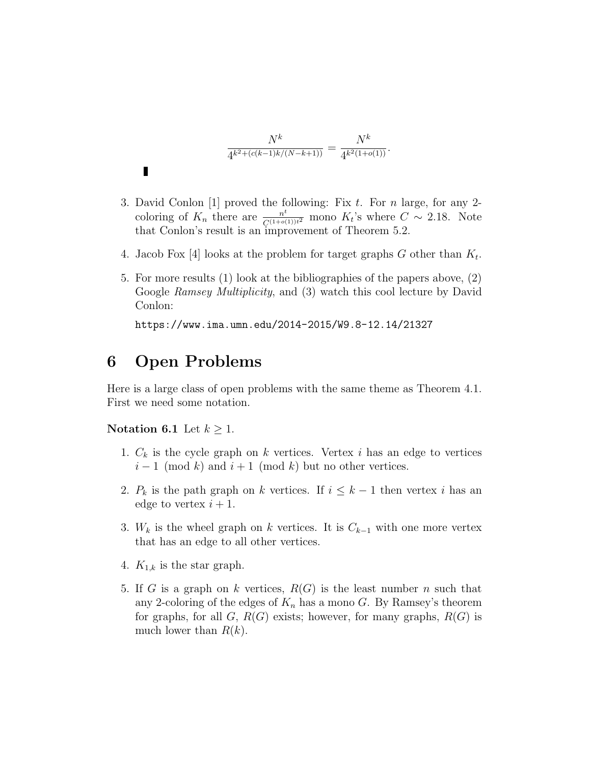$$\frac{N^k}{4^{k^2+(c(k-1)k/(N-k+1))}} = \frac{N^k}{4^{k^2(1+o(1))}}.$$

▮

3. David Conlon [1] proved the following: Fix $t$. For $n$ large, for any 2-coloring of $K_n$ there are $\frac{n^t}{C^{(1+o(1))t^2}}$ mono $K_t$'s where $C \sim 2.18$. Note that Conlon's result is an improvement of Theorem 5.2.

4. Jacob Fox [4] looks at the problem for target graphs $G$ other than $K_t$.

5. For more results (1) look at the bibliographies of the papers above, (2) Google *Ramsey Multiplicity*, and (3) watch this cool lecture by David Conlon:

   `https://www.ima.umn.edu/2014-2015/W9.8-12.14/21327`

# 6 Open Problems

Here is a large class of open problems with the same theme as Theorem 4.1. First we need some notation.

**Notation 6.1** Let $k \geq 1$.

1. $C_k$ is the cycle graph on $k$ vertices. Vertex $i$ has an edge to vertices $i-1 \pmod{k}$ and $i+1 \pmod{k}$ but no other vertices.

2. $P_k$ is the path graph on $k$ vertices. If $i \leq k-1$ then vertex $i$ has an edge to vertex $i+1$.

3. $W_k$ is the wheel graph on $k$ vertices. It is $C_{k-1}$ with one more vertex that has an edge to all other vertices.

4. $K_{1,k}$ is the star graph.

5. If $G$ is a graph on $k$ vertices, $R(G)$ is the least number $n$ such that any 2-coloring of the edges of $K_n$ has a mono $G$. By Ramsey's theorem for graphs, for all $G$, $R(G)$ exists; however, for many graphs, $R(G)$ is much lower than $R(k)$.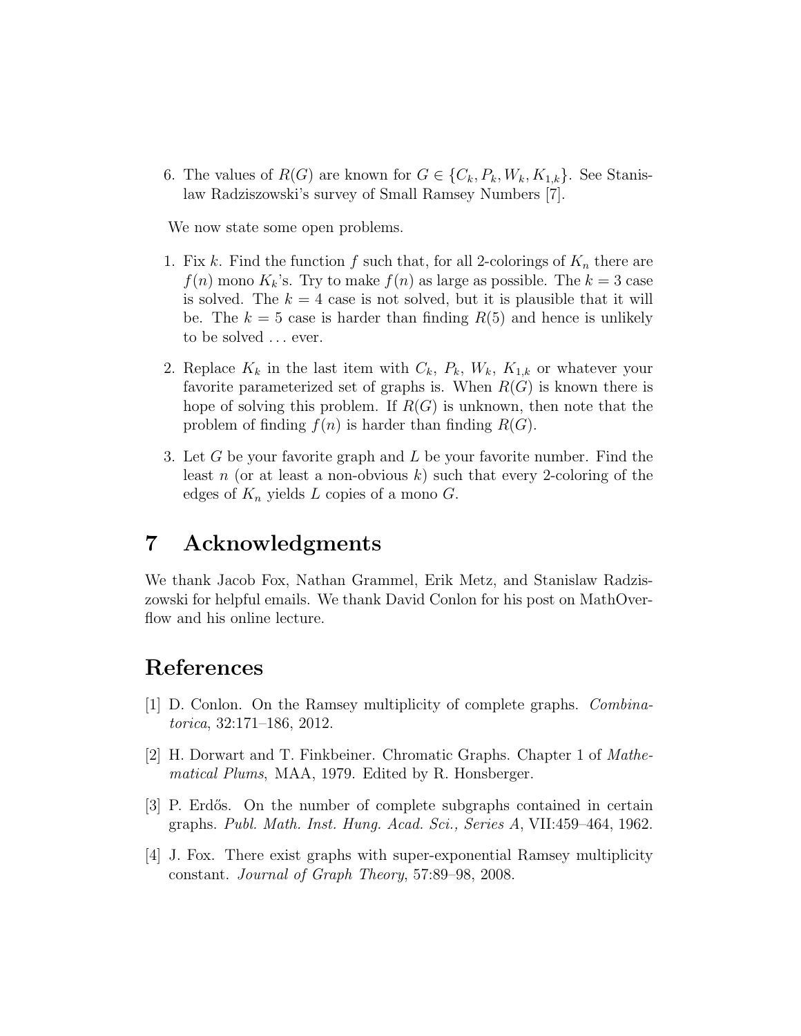6. The values of $R(G)$ are known for $G \in \{C_k, P_k, W_k, K_{1,k}\}$. See Stanislaw Radziszowski's survey of Small Ramsey Numbers [7].

We now state some open problems.

1. Fix $k$. Find the function $f$ such that, for all 2-colorings of $K_n$ there are $f(n)$ mono $K_k$'s. Try to make $f(n)$ as large as possible. The $k = 3$ case is solved. The $k = 4$ case is not solved, but it is plausible that it will be. The $k = 5$ case is harder than finding $R(5)$ and hence is unlikely to be solved ... ever.

2. Replace $K_k$ in the last item with $C_k$, $P_k$, $W_k$, $K_{1,k}$ or whatever your favorite parameterized set of graphs is. When $R(G)$ is known there is hope of solving this problem. If $R(G)$ is unknown, then note that the problem of finding $f(n)$ is harder than finding $R(G)$.

3. Let $G$ be your favorite graph and $L$ be your favorite number. Find the least $n$ (or at least a non-obvious $k$) such that every 2-coloring of the edges of $K_n$ yields $L$ copies of a mono $G$.

# 7 Acknowledgments

We thank Jacob Fox, Nathan Grammel, Erik Metz, and Stanislaw Radziszowski for helpful emails. We thank David Conlon for his post on MathOverflow and his online lecture.

# References

[1] D. Conlon. On the Ramsey multiplicity of complete graphs. *Combinatorica*, 32:171–186, 2012.

[2] H. Dorwart and T. Finkbeiner. Chromatic Graphs. Chapter 1 of *Mathematical Plums*, MAA, 1979. Edited by R. Honsberger.

[3] P. Erdős. On the number of complete subgraphs contained in certain graphs. *Publ. Math. Inst. Hung. Acad. Sci., Series A*, VII:459–464, 1962.

[4] J. Fox. There exist graphs with super-exponential Ramsey multiplicity constant. *Journal of Graph Theory*, 57:89–98, 2008.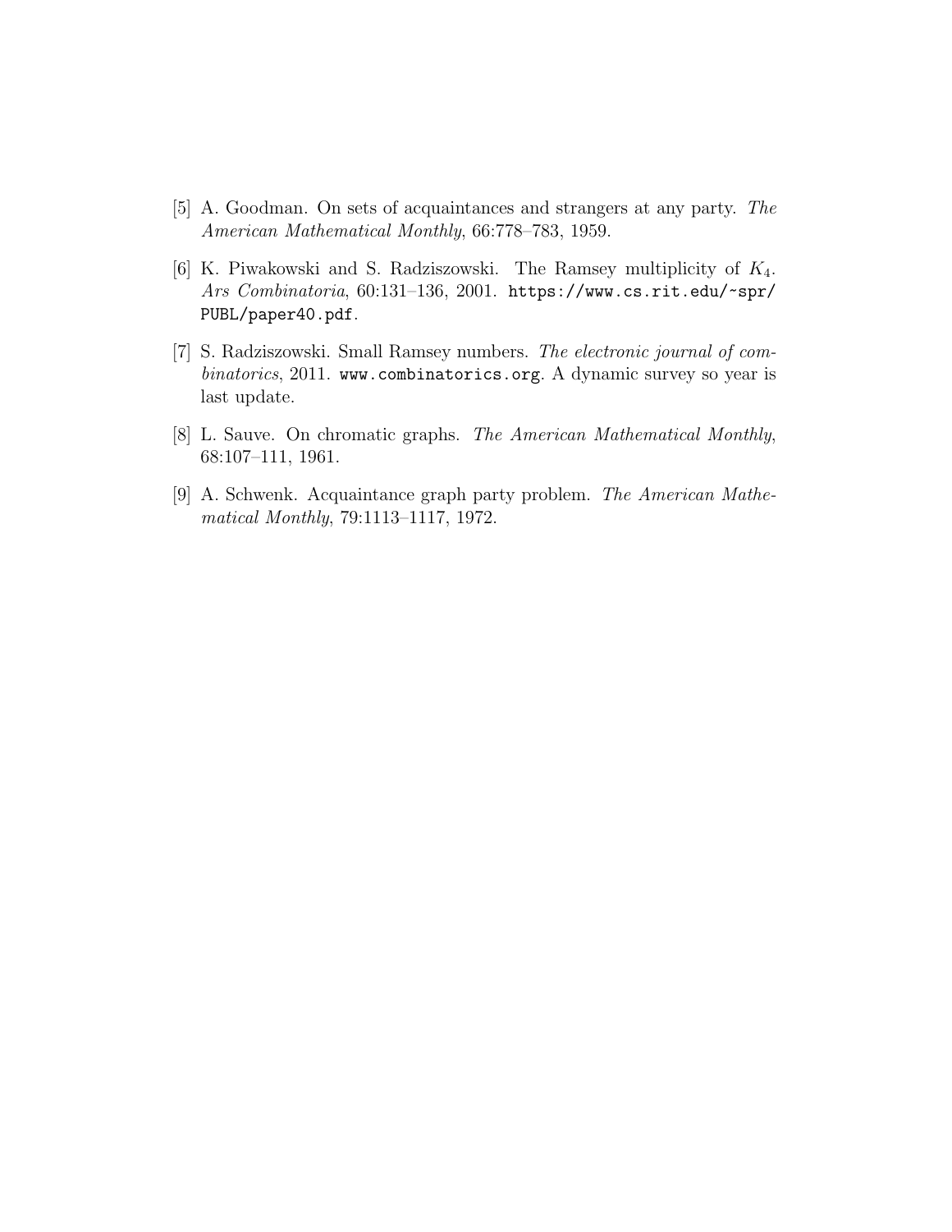[5] A. Goodman. On sets of acquaintances and strangers at any party. *The American Mathematical Monthly*, 66:778–783, 1959.

[6] K. Piwakowski and S. Radziszowski. The Ramsey multiplicity of $K_4$. *Ars Combinatoria*, 60:131–136, 2001. `https://www.cs.rit.edu/~spr/PUBL/paper40.pdf`.

[7] S. Radziszowski. Small Ramsey numbers. *The electronic journal of combinatorics*, 2011. `www.combinatorics.org`. A dynamic survey so year is last update.

[8] L. Sauve. On chromatic graphs. *The American Mathematical Monthly*, 68:107–111, 1961.

[9] A. Schwenk. Acquaintance graph party problem. *The American Mathematical Monthly*, 79:1113–1117, 1972.